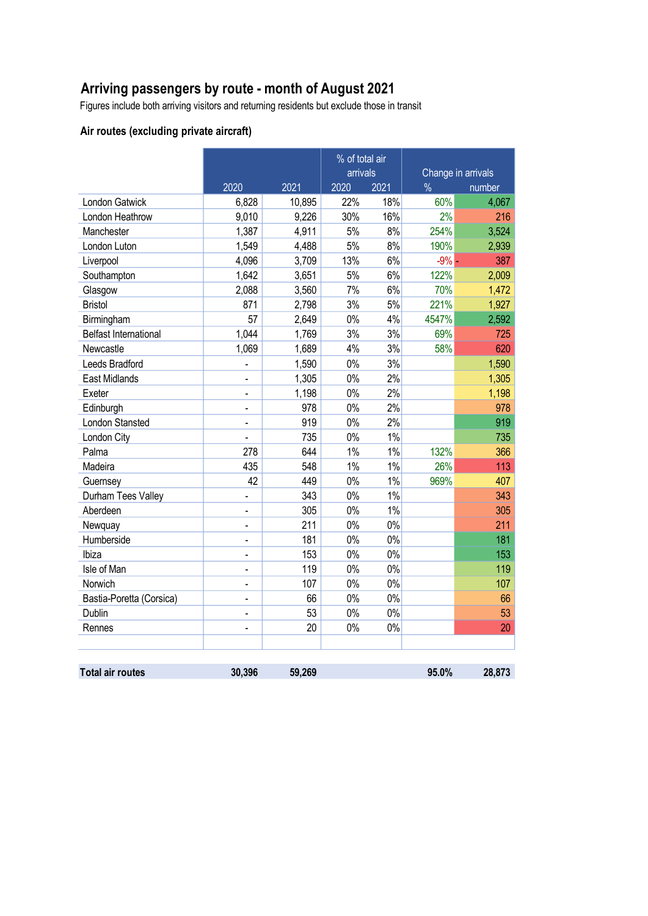# Arriving passengers by route - month of August 2021

Figures include both arriving visitors and returning residents but exclude those in transit

## Air routes (excluding private aircraft)

| | | | % of total air arrivals | | Change in arrivals | |
|---|---|---|---|---|---|---|
| | 2020 | 2021 | 2020 | 2021 | % | number |
| London Gatwick | 6,828 | 10,895 | 22% | 18% | 60% | 4,067 |
| London Heathrow | 9,010 | 9,226 | 30% | 16% | 2% | 216 |
| Manchester | 1,387 | 4,911 | 5% | 8% | 254% | 3,524 |
| London Luton | 1,549 | 4,488 | 5% | 8% | 190% | 2,939 |
| Liverpool | 4,096 | 3,709 | 13% | 6% | -9% | - 387 |
| Southampton | 1,642 | 3,651 | 5% | 6% | 122% | 2,009 |
| Glasgow | 2,088 | 3,560 | 7% | 6% | 70% | 1,472 |
| Bristol | 871 | 2,798 | 3% | 5% | 221% | 1,927 |
| Birmingham | 57 | 2,649 | 0% | 4% | 4547% | 2,592 |
| Belfast International | 1,044 | 1,769 | 3% | 3% | 69% | 725 |
| Newcastle | 1,069 | 1,689 | 4% | 3% | 58% | 620 |
| Leeds Bradford | - | 1,590 | 0% | 3% | | 1,590 |
| East Midlands | - | 1,305 | 0% | 2% | | 1,305 |
| Exeter | - | 1,198 | 0% | 2% | | 1,198 |
| Edinburgh | - | 978 | 0% | 2% | | 978 |
| London Stansted | - | 919 | 0% | 2% | | 919 |
| London City | - | 735 | 0% | 1% | | 735 |
| Palma | 278 | 644 | 1% | 1% | 132% | 366 |
| Madeira | 435 | 548 | 1% | 1% | 26% | 113 |
| Guernsey | 42 | 449 | 0% | 1% | 969% | 407 |
| Durham Tees Valley | - | 343 | 0% | 1% | | 343 |
| Aberdeen | - | 305 | 0% | 1% | | 305 |
| Newquay | - | 211 | 0% | 0% | | 211 |
| Humberside | - | 181 | 0% | 0% | | 181 |
| Ibiza | - | 153 | 0% | 0% | | 153 |
| Isle of Man | - | 119 | 0% | 0% | | 119 |
| Norwich | - | 107 | 0% | 0% | | 107 |
| Bastia-Poretta (Corsica) | - | 66 | 0% | 0% | | 66 |
| Dublin | - | 53 | 0% | 0% | | 53 |
| Rennes | - | 20 | 0% | 0% | | 20 |
| **Total air routes** | **30,396** | **59,269** | | | **95.0%** | **28,873** |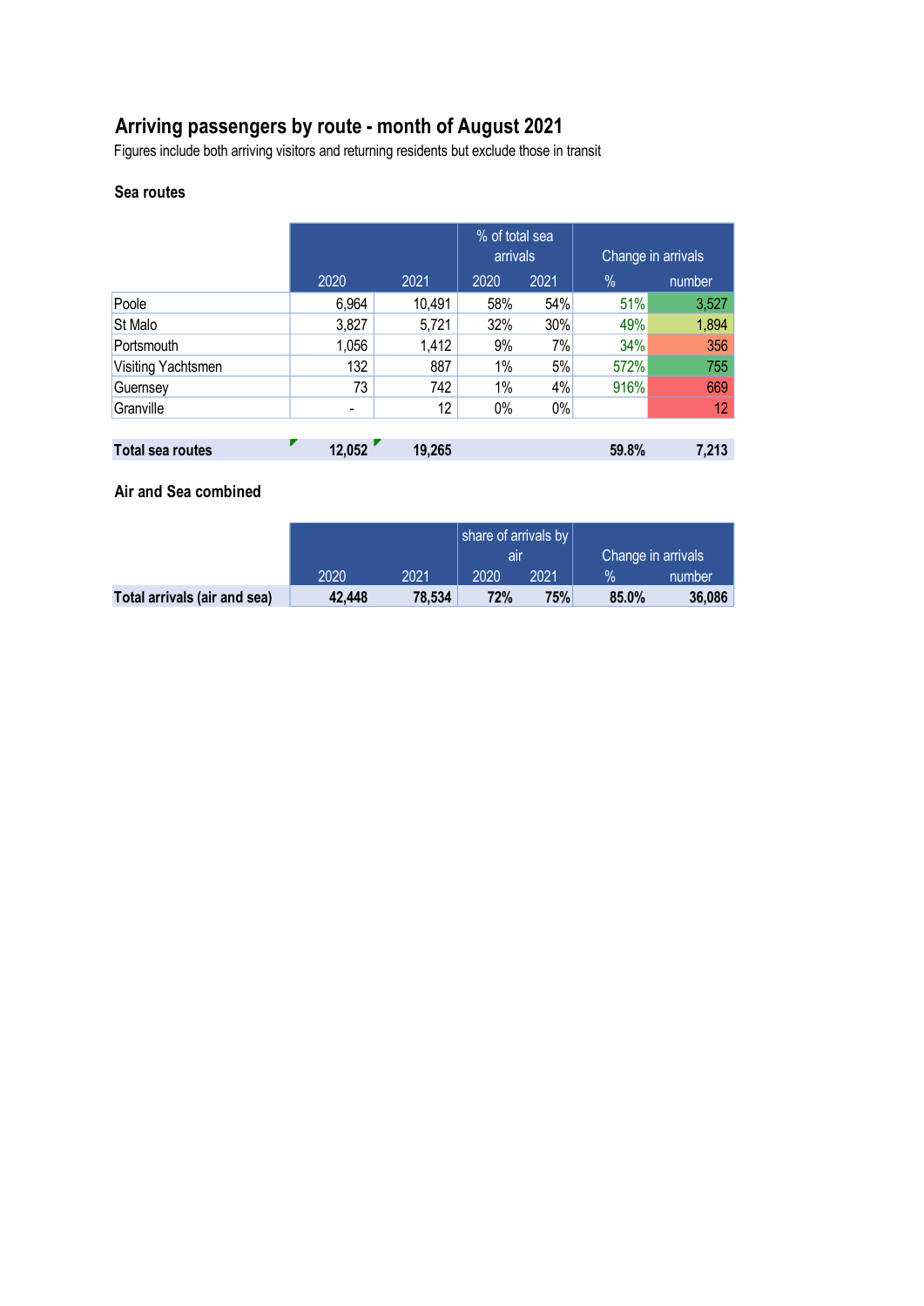## Arriving passengers by route - month of August 2021

Figures include both arriving visitors and returning residents but exclude those in transit

### Sea routes

| | 2020 | 2021 | % of total sea arrivals 2020 | % of total sea arrivals 2021 | Change in arrivals % | Change in arrivals number |
|---|---|---|---|---|---|---|
| Poole | 6,964 | 10,491 | 58% | 54% | 51% | 3,527 |
| St Malo | 3,827 | 5,721 | 32% | 30% | 49% | 1,894 |
| Portsmouth | 1,056 | 1,412 | 9% | 7% | 34% | 356 |
| Visiting Yachtsmen | 132 | 887 | 1% | 5% | 572% | 755 |
| Guernsey | 73 | 742 | 1% | 4% | 916% | 669 |
| Granville | - | 12 | 0% | 0% | | 12 |
| **Total sea routes** | **12,052** | **19,265** | | | **59.8%** | **7,213** |

### Air and Sea combined

| | 2020 | 2021 | share of arrivals by air 2020 | share of arrivals by air 2021 | Change in arrivals % | Change in arrivals number |
|---|---|---|---|---|---|---|
| **Total arrivals (air and sea)** | **42,448** | **78,534** | **72%** | **75%** | **85.0%** | **36,086** |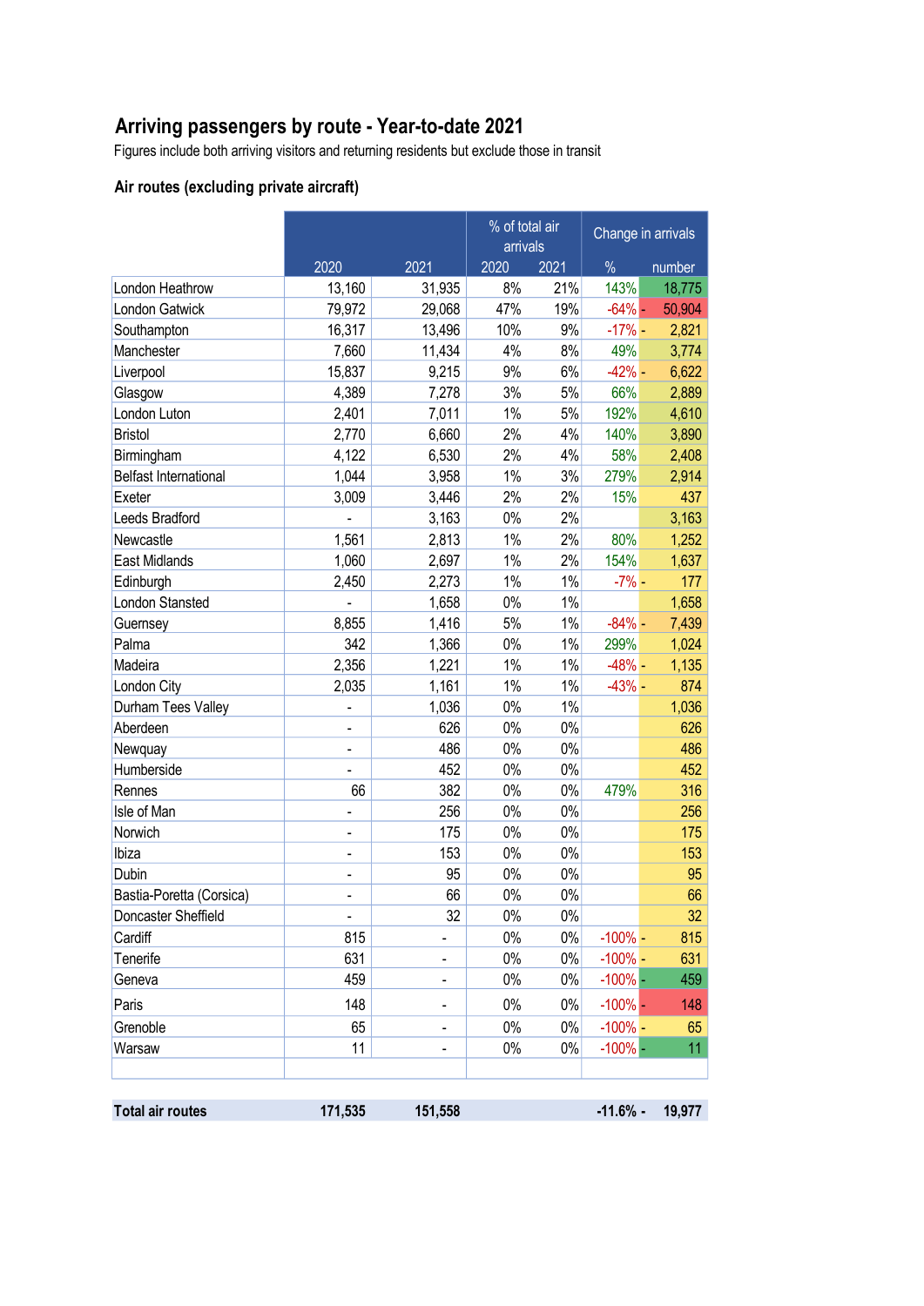# Arriving passengers by route - Year-to-date 2021

Figures include both arriving visitors and returning residents but exclude those in transit

## Air routes (excluding private aircraft)

| | | | % of total air arrivals | | Change in arrivals | |
|---|---|---|---|---|---|---|
| | 2020 | 2021 | 2020 | 2021 | % | number |
| London Heathrow | 13,160 | 31,935 | 8% | 21% | 143% | 18,775 |
| London Gatwick | 79,972 | 29,068 | 47% | 19% | -64% | - 50,904 |
| Southampton | 16,317 | 13,496 | 10% | 9% | -17% | - 2,821 |
| Manchester | 7,660 | 11,434 | 4% | 8% | 49% | 3,774 |
| Liverpool | 15,837 | 9,215 | 9% | 6% | -42% | - 6,622 |
| Glasgow | 4,389 | 7,278 | 3% | 5% | 66% | 2,889 |
| London Luton | 2,401 | 7,011 | 1% | 5% | 192% | 4,610 |
| Bristol | 2,770 | 6,660 | 2% | 4% | 140% | 3,890 |
| Birmingham | 4,122 | 6,530 | 2% | 4% | 58% | 2,408 |
| Belfast International | 1,044 | 3,958 | 1% | 3% | 279% | 2,914 |
| Exeter | 3,009 | 3,446 | 2% | 2% | 15% | 437 |
| Leeds Bradford | - | 3,163 | 0% | 2% | | 3,163 |
| Newcastle | 1,561 | 2,813 | 1% | 2% | 80% | 1,252 |
| East Midlands | 1,060 | 2,697 | 1% | 2% | 154% | 1,637 |
| Edinburgh | 2,450 | 2,273 | 1% | 1% | -7% | - 177 |
| London Stansted | - | 1,658 | 0% | 1% | | 1,658 |
| Guernsey | 8,855 | 1,416 | 5% | 1% | -84% | - 7,439 |
| Palma | 342 | 1,366 | 0% | 1% | 299% | 1,024 |
| Madeira | 2,356 | 1,221 | 1% | 1% | -48% | - 1,135 |
| London City | 2,035 | 1,161 | 1% | 1% | -43% | - 874 |
| Durham Tees Valley | - | 1,036 | 0% | 1% | | 1,036 |
| Aberdeen | - | 626 | 0% | 0% | | 626 |
| Newquay | - | 486 | 0% | 0% | | 486 |
| Humberside | - | 452 | 0% | 0% | | 452 |
| Rennes | 66 | 382 | 0% | 0% | 479% | 316 |
| Isle of Man | - | 256 | 0% | 0% | | 256 |
| Norwich | - | 175 | 0% | 0% | | 175 |
| Ibiza | - | 153 | 0% | 0% | | 153 |
| Dubin | - | 95 | 0% | 0% | | 95 |
| Bastia-Poretta (Corsica) | - | 66 | 0% | 0% | | 66 |
| Doncaster Sheffield | - | 32 | 0% | 0% | | 32 |
| Cardiff | 815 | - | 0% | 0% | -100% | - 815 |
| Tenerife | 631 | - | 0% | 0% | -100% | - 631 |
| Geneva | 459 | - | 0% | 0% | -100% | - 459 |
| Paris | 148 | - | 0% | 0% | -100% | - 148 |
| Grenoble | 65 | - | 0% | 0% | -100% | - 65 |
| Warsaw | 11 | - | 0% | 0% | -100% | - 11 |
| **Total air routes** | **171,535** | **151,558** | | | **-11.6%** | **- 19,977** |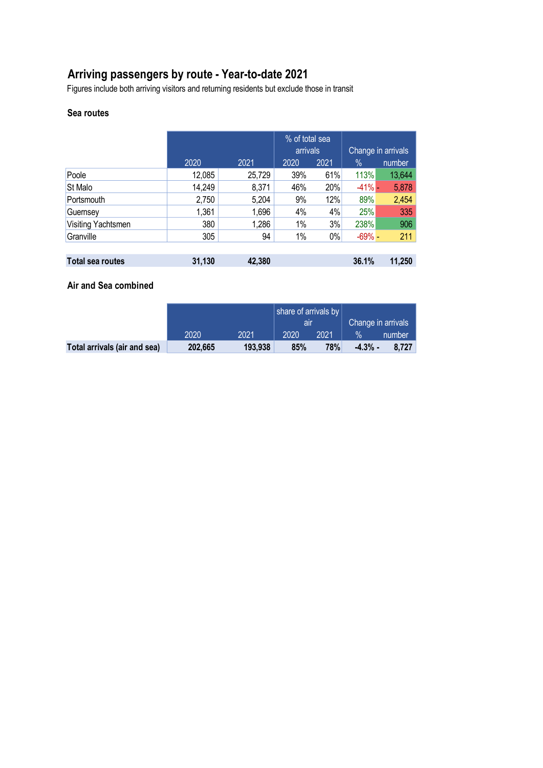# Arriving passengers by route - Year-to-date 2021

Figures include both arriving visitors and returning residents but exclude those in transit

## Sea routes

| | | | % of total sea arrivals | | Change in arrivals | |
|---|---|---|---|---|---|---|
| | 2020 | 2021 | 2020 | 2021 | % | number |
| Poole | 12,085 | 25,729 | 39% | 61% | 113% | 13,644 |
| St Malo | 14,249 | 8,371 | 46% | 20% | -41% | - 5,878 |
| Portsmouth | 2,750 | 5,204 | 9% | 12% | 89% | 2,454 |
| Guernsey | 1,361 | 1,696 | 4% | 4% | 25% | 335 |
| Visiting Yachtsmen | 380 | 1,286 | 1% | 3% | 238% | 906 |
| Granville | 305 | 94 | 1% | 0% | -69% | - 211 |
| **Total sea routes** | **31,130** | **42,380** | | | **36.1%** | **11,250** |

## Air and Sea combined

| | | | share of arrivals by air | | Change in arrivals | |
|---|---|---|---|---|---|---|
| | 2020 | 2021 | 2020 | 2021 | % | number |
| **Total arrivals (air and sea)** | **202,665** | **193,938** | **85%** | **78%** | **-4.3%** | **- 8,727** |